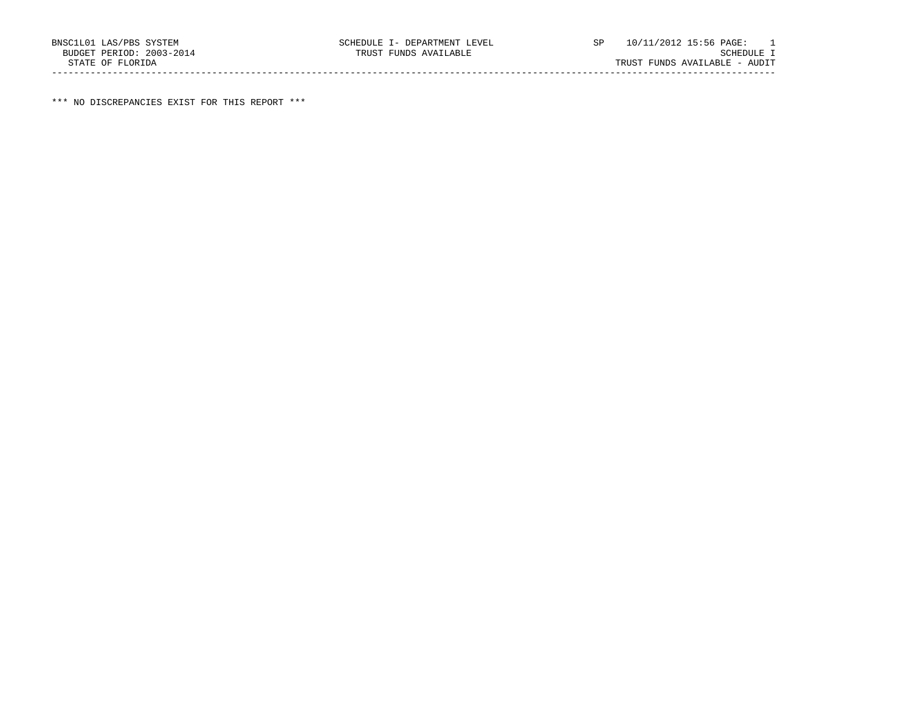BNSC1L01 LAS/PBS SYSTEM SCHEDULE I- DEPARTMENT LEVEL SP 10/11/2012 15:56 PAGE: 1
BUDGET PERIOD: 2003-2014 TRUST FUNDS AVAILABLE SCHEDULE I
STATE OF FLORIDA TRUST FUNDS AVAILABLE - AUDIT

---

*** NO DISCREPANCIES EXIST FOR THIS REPORT ***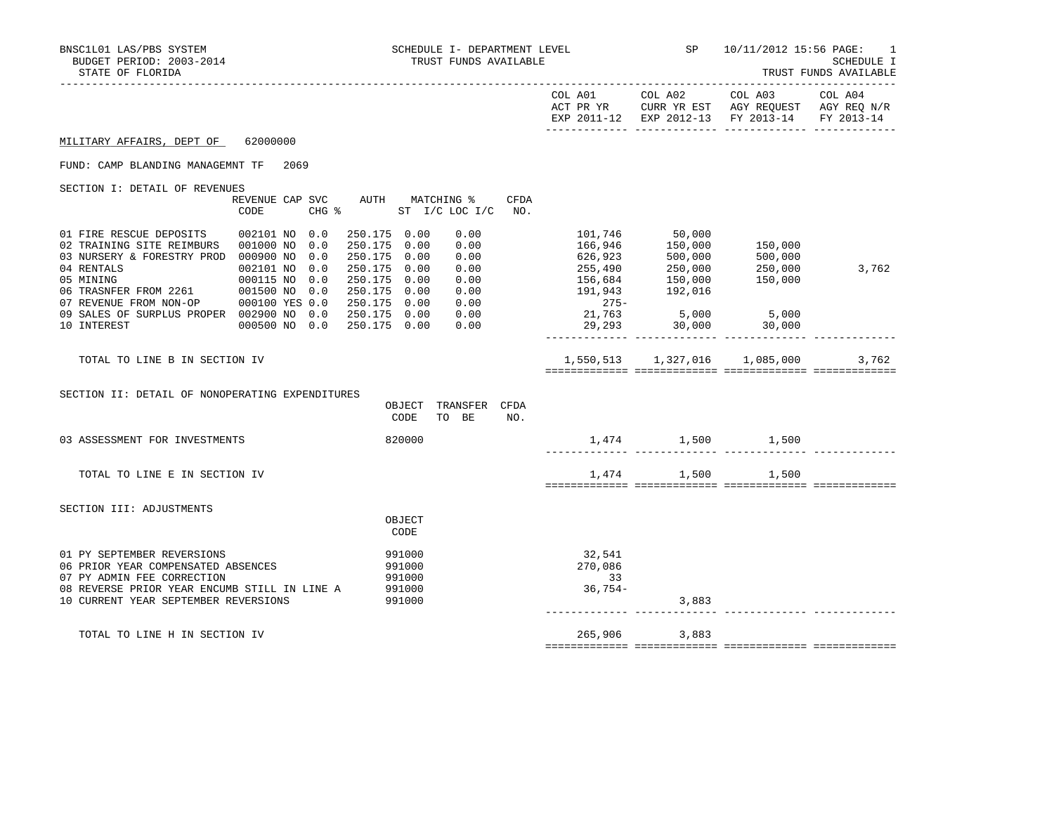BNSC1L01 LAS/PBS SYSTEM — SCHEDULE I- DEPARTMENT LEVEL — SP — 10/11/2012 15:56 PAGE: 1

BUDGET PERIOD: 2003-2014 — TRUST FUNDS AVAILABLE — SCHEDULE I

STATE OF FLORIDA — TRUST FUNDS AVAILABLE

## MILITARY AFFAIRS, DEPT OF 62000000

FUND: CAMP BLANDING MANAGEMNT TF 2069

### SECTION I: DETAIL OF REVENUES

| | REVENUE CODE | CAP | SVC CHG % | AUTH | MATCHING % ST I/C | LOC I/C | CFDA NO. | COL A01 ACT PR YR EXP 2011-12 | COL A02 CURR YR EST EXP 2012-13 | COL A03 AGY REQUEST FY 2013-14 | COL A04 AGY REQ N/R FY 2013-14 |
|---|---|---|---|---|---|---|---|---|---|---|---|
| 01 FIRE RESCUE DEPOSITS | 002101 | NO | 0.0 | 250.175 | 0.00 | 0.00 | | 101,746 | 50,000 | | |
| 02 TRAINING SITE REIMBURS | 001000 | NO | 0.0 | 250.175 | 0.00 | 0.00 | | 166,946 | 150,000 | 150,000 | |
| 03 NURSERY & FORESTRY PROD | 000900 | NO | 0.0 | 250.175 | 0.00 | 0.00 | | 626,923 | 500,000 | 500,000 | |
| 04 RENTALS | 002101 | NO | 0.0 | 250.175 | 0.00 | 0.00 | | 255,490 | 250,000 | 250,000 | 3,762 |
| 05 MINING | 000115 | NO | 0.0 | 250.175 | 0.00 | 0.00 | | 156,684 | 150,000 | 150,000 | |
| 06 TRASNFER FROM 2261 | 001500 | NO | 0.0 | 250.175 | 0.00 | 0.00 | | 191,943 | 192,016 | | |
| 07 REVENUE FROM NON-OP | 000100 | YES | 0.0 | 250.175 | 0.00 | 0.00 | | 275- | | | |
| 09 SALES OF SURPLUS PROPER | 002900 | NO | 0.0 | 250.175 | 0.00 | 0.00 | | 21,763 | 5,000 | 5,000 | |
| 10 INTEREST | 000500 | NO | 0.0 | 250.175 | 0.00 | 0.00 | | 29,293 | 30,000 | 30,000 | |
| TOTAL TO LINE B IN SECTION IV | | | | | | | | 1,550,513 | 1,327,016 | 1,085,000 | 3,762 |

### SECTION II: DETAIL OF NONOPERATING EXPENDITURES

| | OBJECT CODE | TRANSFER TO BE | CFDA NO. | COL A01 | COL A02 | COL A03 | COL A04 |
|---|---|---|---|---|---|---|---|
| 03 ASSESSMENT FOR INVESTMENTS | 820000 | | | 1,474 | 1,500 | 1,500 | |
| TOTAL TO LINE E IN SECTION IV | | | | 1,474 | 1,500 | 1,500 | |

### SECTION III: ADJUSTMENTS

| | OBJECT CODE | COL A01 | COL A02 | COL A03 | COL A04 |
|---|---|---|---|---|---|
| 01 PY SEPTEMBER REVERSIONS | 991000 | 32,541 | | | |
| 06 PRIOR YEAR COMPENSATED ABSENCES | 991000 | 270,086 | | | |
| 07 PY ADMIN FEE CORRECTION | 991000 | 33 | | | |
| 08 REVERSE PRIOR YEAR ENCUMB STILL IN LINE A | 991000 | 36,754- | | | |
| 10 CURRENT YEAR SEPTEMBER REVERSIONS | 991000 | | 3,883 | | |
| TOTAL TO LINE H IN SECTION IV | | 265,906 | 3,883 | | |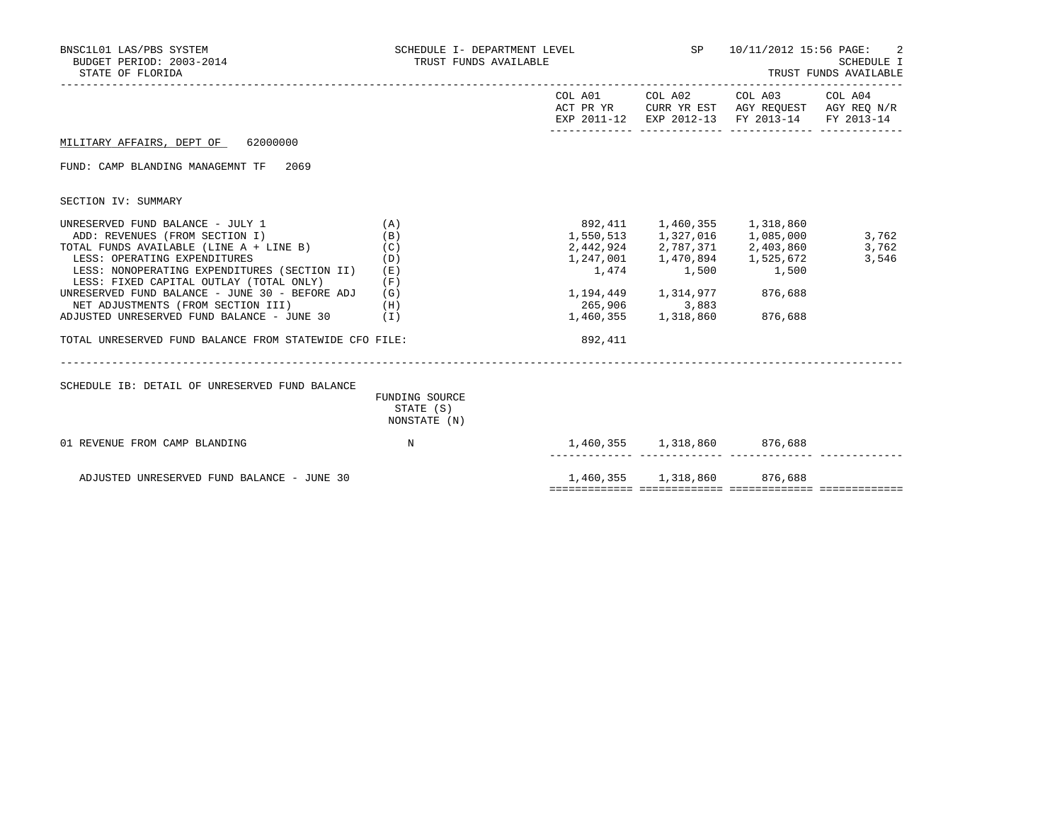BNSC1L01 LAS/PBS SYSTEM
BUDGET PERIOD: 2003-2014
STATE OF FLORIDA

SCHEDULE I- DEPARTMENT LEVEL
TRUST FUNDS AVAILABLE

SP 10/11/2012 15:56

SCHEDULE I
TRUST FUNDS AVAILABLE

| | | COL A01 ACT PR YR EXP 2011-12 | COL A02 CURR YR EST EXP 2012-13 | COL A03 AGY REQUEST FY 2013-14 | COL A04 AGY REQ N/R FY 2013-14 |
|---|---|---|---|---|---|

MILITARY AFFAIRS, DEPT OF 62000000

FUND: CAMP BLANDING MANAGEMNT TF 2069

SECTION IV: SUMMARY

| | | COL A01 | COL A02 | COL A03 | COL A04 |
|---|---|---|---|---|---|
| UNRESERVED FUND BALANCE - JULY 1 | (A) | 892,411 | 1,460,355 | 1,318,860 | |
| ADD: REVENUES (FROM SECTION I) | (B) | 1,550,513 | 1,327,016 | 1,085,000 | 3,762 |
| TOTAL FUNDS AVAILABLE (LINE A + LINE B) | (C) | 2,442,924 | 2,787,371 | 2,403,860 | 3,762 |
| LESS: OPERATING EXPENDITURES | (D) | 1,247,001 | 1,470,894 | 1,525,672 | 3,546 |
| LESS: NONOPERATING EXPENDITURES (SECTION II) | (E) | 1,474 | 1,500 | 1,500 | |
| LESS: FIXED CAPITAL OUTLAY (TOTAL ONLY) | (F) | | | | |
| UNRESERVED FUND BALANCE - JUNE 30 - BEFORE ADJ | (G) | 1,194,449 | 1,314,977 | 876,688 | |
| NET ADJUSTMENTS (FROM SECTION III) | (H) | 265,906 | 3,883 | | |
| ADJUSTED UNRESERVED FUND BALANCE - JUNE 30 | (I) | 1,460,355 | 1,318,860 | 876,688 | |
| TOTAL UNRESERVED FUND BALANCE FROM STATEWIDE CFO FILE: | | 892,411 | | | |

SCHEDULE IB: DETAIL OF UNRESERVED FUND BALANCE

| | FUNDING SOURCE STATE (S) NONSTATE (N) | COL A01 | COL A02 | COL A03 | COL A04 |
|---|---|---|---|---|---|
| 01 REVENUE FROM CAMP BLANDING | N | 1,460,355 | 1,318,860 | 876,688 | |
| ADJUSTED UNRESERVED FUND BALANCE - JUNE 30 | | 1,460,355 | 1,318,860 | 876,688 | |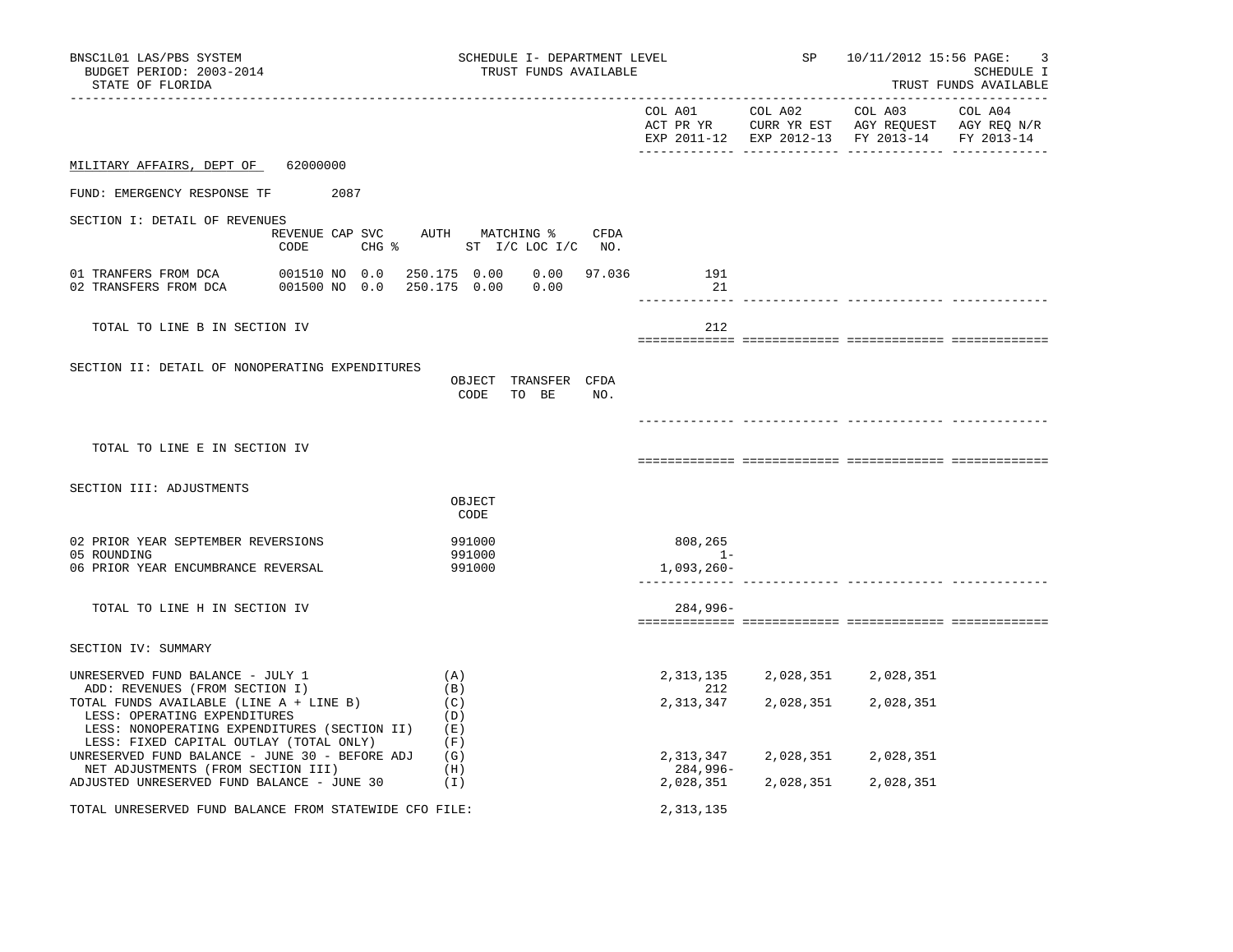BNSC1L01 LAS/PBS SYSTEM
BUDGET PERIOD: 2003-2014
STATE OF FLORIDA

SCHEDULE I- DEPARTMENT LEVEL
TRUST FUNDS AVAILABLE

SP 10/11/2012 15:56 PAGE: 3
SCHEDULE I
TRUST FUNDS AVAILABLE

| | COL A01 ACT PR YR EXP 2011-12 | COL A02 CURR YR EST EXP 2012-13 | COL A03 AGY REQUEST FY 2013-14 | COL A04 AGY REQ N/R FY 2013-14 |
|---|---|---|---|---|

MILITARY AFFAIRS, DEPT OF 62000000

FUND: EMERGENCY RESPONSE TF 2087

SECTION I: DETAIL OF REVENUES

| | REVENUE CODE | CAP SVC CHG % | AUTH ST | MATCHING % I/C | LOC I/C | CFDA NO. | COL A01 | COL A02 | COL A03 | COL A04 |
|---|---|---|---|---|---|---|---|---|---|---|
| 01 TRANFERS FROM DCA | 001510 | NO 0.0 | 250.175 | 0.00 | 0.00 | 97.036 | 191 | | | |
| 02 TRANSFERS FROM DCA | 001500 | NO 0.0 | 250.175 | 0.00 | 0.00 | | 21 | | | |
| TOTAL TO LINE B IN SECTION IV | | | | | | | 212 | | | |

SECTION II: DETAIL OF NONOPERATING EXPENDITURES

| | OBJECT CODE | TRANSFER TO BE | CFDA NO. | COL A01 | COL A02 | COL A03 | COL A04 |
|---|---|---|---|---|---|---|---|
| TOTAL TO LINE E IN SECTION IV | | | | | | | |

SECTION III: ADJUSTMENTS

| | OBJECT CODE | COL A01 | COL A02 | COL A03 | COL A04 |
|---|---|---|---|---|---|
| 02 PRIOR YEAR SEPTEMBER REVERSIONS | 991000 | 808,265 | | | |
| 05 ROUNDING | 991000 | 1- | | | |
| 06 PRIOR YEAR ENCUMBRANCE REVERSAL | 991000 | 1,093,260- | | | |
| TOTAL TO LINE H IN SECTION IV | | 284,996- | | | |

SECTION IV: SUMMARY

| | | COL A01 | COL A02 | COL A03 | COL A04 |
|---|---|---|---|---|---|
| UNRESERVED FUND BALANCE - JULY 1 | (A) | 2,313,135 | 2,028,351 | 2,028,351 | |
| ADD: REVENUES (FROM SECTION I) | (B) | 212 | | | |
| TOTAL FUNDS AVAILABLE (LINE A + LINE B) | (C) | 2,313,347 | 2,028,351 | 2,028,351 | |
| LESS: OPERATING EXPENDITURES | (D) | | | | |
| LESS: NONOPERATING EXPENDITURES (SECTION II) | (E) | | | | |
| LESS: FIXED CAPITAL OUTLAY (TOTAL ONLY) | (F) | | | | |
| UNRESERVED FUND BALANCE - JUNE 30 - BEFORE ADJ | (G) | 2,313,347 | 2,028,351 | 2,028,351 | |
| NET ADJUSTMENTS (FROM SECTION III) | (H) | 284,996- | | | |
| ADJUSTED UNRESERVED FUND BALANCE - JUNE 30 | (I) | 2,028,351 | 2,028,351 | 2,028,351 | |

TOTAL UNRESERVED FUND BALANCE FROM STATEWIDE CFO FILE: 2,313,135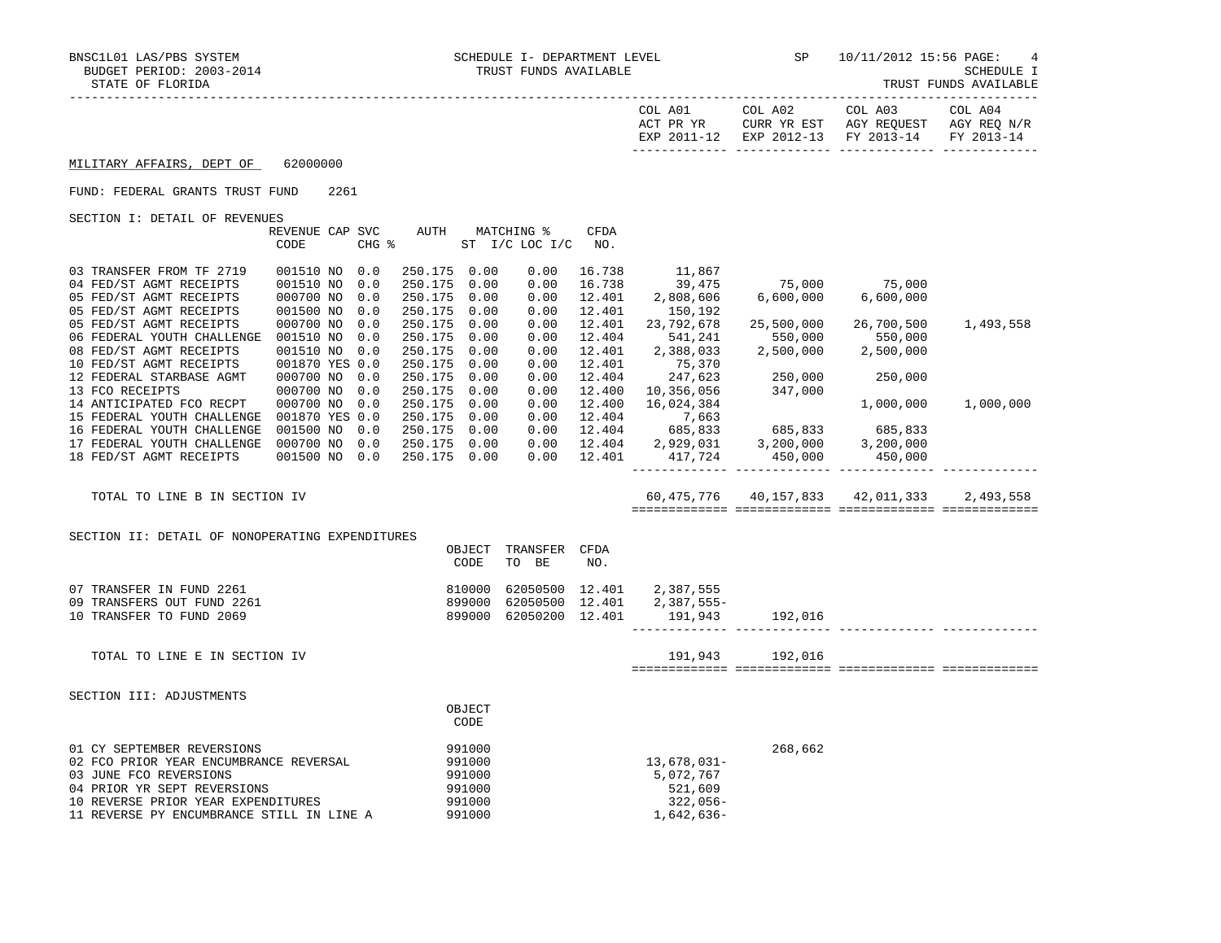BNSC1L01 LAS/PBS SYSTEM — SCHEDULE I- DEPARTMENT LEVEL — SP 10/11/2012 15:56

BUDGET PERIOD: 2003-2014 — TRUST FUNDS AVAILABLE — SCHEDULE I

STATE OF FLORIDA — TRUST FUNDS AVAILABLE

| | COL A01 ACT PR YR EXP 2011-12 | COL A02 CURR YR EST EXP 2012-13 | COL A03 AGY REQUEST FY 2013-14 | COL A04 AGY REQ N/R FY 2013-14 |
|---|---|---|---|---|

MILITARY AFFAIRS, DEPT OF 62000000

FUND: FEDERAL GRANTS TRUST FUND 2261

SECTION I: DETAIL OF REVENUES

| | REVENUE CODE | CAP | SVC CHG % | AUTH ST | MATCHING % I/C | LOC I/C | CFDA NO. | COL A01 | COL A02 | COL A03 | COL A04 |
|---|---|---|---|---|---|---|---|---|---|---|---|
| 03 TRANSFER FROM TF 2719 | 001510 | NO | 0.0 | 250.175 | 0.00 | 0.00 | 16.738 | 11,867 | | | |
| 04 FED/ST AGMT RECEIPTS | 001510 | NO | 0.0 | 250.175 | 0.00 | 0.00 | 16.738 | 39,475 | 75,000 | 75,000 | |
| 05 FED/ST AGMT RECEIPTS | 000700 | NO | 0.0 | 250.175 | 0.00 | 0.00 | 12.401 | 2,808,606 | 6,600,000 | 6,600,000 | |
| 05 FED/ST AGMT RECEIPTS | 001500 | NO | 0.0 | 250.175 | 0.00 | 0.00 | 12.401 | 150,192 | | | |
| 05 FED/ST AGMT RECEIPTS | 000700 | NO | 0.0 | 250.175 | 0.00 | 0.00 | 12.401 | 23,792,678 | 25,500,000 | 26,700,500 | 1,493,558 |
| 06 FEDERAL YOUTH CHALLENGE | 001510 | NO | 0.0 | 250.175 | 0.00 | 0.00 | 12.404 | 541,241 | 550,000 | 550,000 | |
| 08 FED/ST AGMT RECEIPTS | 001510 | NO | 0.0 | 250.175 | 0.00 | 0.00 | 12.401 | 2,388,033 | 2,500,000 | 2,500,000 | |
| 10 FED/ST AGMT RECEIPTS | 001870 | YES | 0.0 | 250.175 | 0.00 | 0.00 | 12.401 | 75,370 | | | |
| 12 FEDERAL STARBASE AGMT | 000700 | NO | 0.0 | 250.175 | 0.00 | 0.00 | 12.404 | 247,623 | 250,000 | 250,000 | |
| 13 FCO RECEIPTS | 000700 | NO | 0.0 | 250.175 | 0.00 | 0.00 | 12.400 | 10,356,056 | 347,000 | | |
| 14 ANTICIPATED FCO RECPT | 000700 | NO | 0.0 | 250.175 | 0.00 | 0.00 | 12.400 | 16,024,384 | | 1,000,000 | 1,000,000 |
| 15 FEDERAL YOUTH CHALLENGE | 001870 | YES | 0.0 | 250.175 | 0.00 | 0.00 | 12.404 | 7,663 | | | |
| 16 FEDERAL YOUTH CHALLENGE | 001500 | NO | 0.0 | 250.175 | 0.00 | 0.00 | 12.404 | 685,833 | 685,833 | 685,833 | |
| 17 FEDERAL YOUTH CHALLENGE | 000700 | NO | 0.0 | 250.175 | 0.00 | 0.00 | 12.404 | 2,929,031 | 3,200,000 | 3,200,000 | |
| 18 FED/ST AGMT RECEIPTS | 001500 | NO | 0.0 | 250.175 | 0.00 | 0.00 | 12.401 | 417,724 | 450,000 | 450,000 | |
| TOTAL TO LINE B IN SECTION IV | | | | | | | | 60,475,776 | 40,157,833 | 42,011,333 | 2,493,558 |

SECTION II: DETAIL OF NONOPERATING EXPENDITURES

| | OBJECT CODE | TRANSFER TO BE | CFDA NO. | COL A01 | COL A02 | COL A03 | COL A04 |
|---|---|---|---|---|---|---|---|
| 07 TRANSFER IN FUND 2261 | 810000 | 62050500 | 12.401 | 2,387,555 | | | |
| 09 TRANSFERS OUT FUND 2261 | 899000 | 62050500 | 12.401 | 2,387,555- | | | |
| 10 TRANSFER TO FUND 2069 | 899000 | 62050200 | 12.401 | 191,943 | 192,016 | | |
| TOTAL TO LINE E IN SECTION IV | | | | 191,943 | 192,016 | | |

SECTION III: ADJUSTMENTS

| | OBJECT CODE | COL A01 | COL A02 | COL A03 | COL A04 |
|---|---|---|---|---|---|
| 01 CY SEPTEMBER REVERSIONS | 991000 | | 268,662 | | |
| 02 FCO PRIOR YEAR ENCUMBRANCE REVERSAL | 991000 | 13,678,031- | | | |
| 03 JUNE FCO REVERSIONS | 991000 | 5,072,767 | | | |
| 04 PRIOR YR SEPT REVERSIONS | 991000 | 521,609 | | | |
| 10 REVERSE PRIOR YEAR EXPENDITURES | 991000 | 322,056- | | | |
| 11 REVERSE PY ENCUMBRANCE STILL IN LINE A | 991000 | 1,642,636- | | | |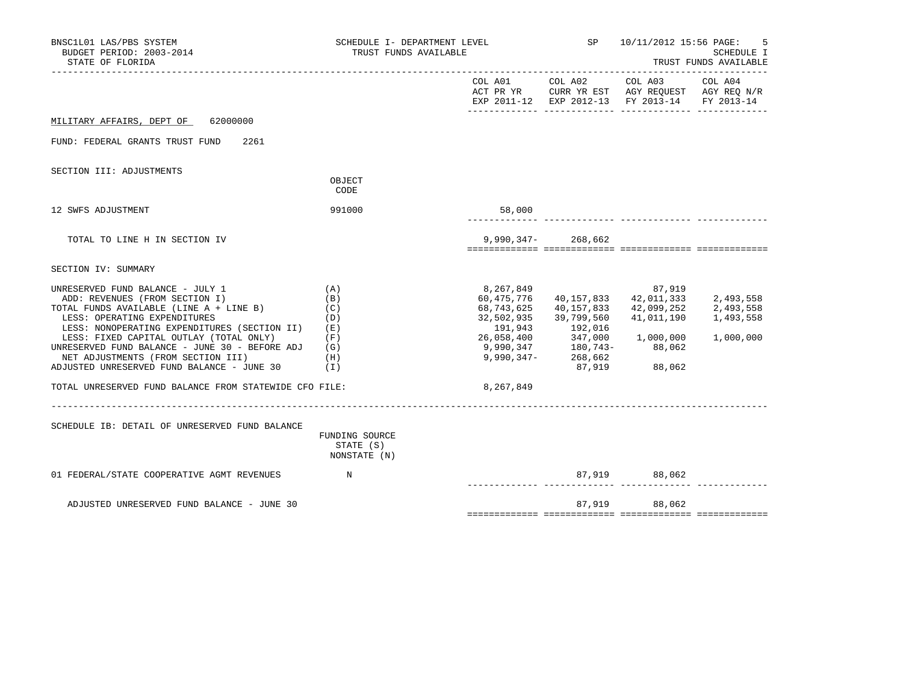BNSC1L01 LAS/PBS SYSTEM — SCHEDULE I- DEPARTMENT LEVEL — TRUST FUNDS AVAILABLE — SP 10/11/2012 15:56 — SCHEDULE I

BUDGET PERIOD: 2003-2014

STATE OF FLORIDA — TRUST FUNDS AVAILABLE

| | | COL A01 ACT PR YR EXP 2011-12 | COL A02 CURR YR EST EXP 2012-13 | COL A03 AGY REQUEST FY 2013-14 | COL A04 AGY REQ N/R FY 2013-14 |
|---|---|---|---|---|---|

MILITARY AFFAIRS, DEPT OF 62000000

FUND: FEDERAL GRANTS TRUST FUND 2261

SECTION III: ADJUSTMENTS

| | OBJECT CODE | COL A01 | COL A02 | COL A03 | COL A04 |
|---|---|---|---|---|---|
| 12 SWFS ADJUSTMENT | 991000 | 58,000 | | | |
| TOTAL TO LINE H IN SECTION IV | | 9,990,347- | 268,662 | | |

SECTION IV: SUMMARY

| | | COL A01 | COL A02 | COL A03 | COL A04 |
|---|---|---|---|---|---|
| UNRESERVED FUND BALANCE - JULY 1 | (A) | 8,267,849 | | 87,919 | |
| ADD: REVENUES (FROM SECTION I) | (B) | 60,475,776 | 40,157,833 | 42,011,333 | 2,493,558 |
| TOTAL FUNDS AVAILABLE (LINE A + LINE B) | (C) | 68,743,625 | 40,157,833 | 42,099,252 | 2,493,558 |
| LESS: OPERATING EXPENDITURES | (D) | 32,502,935 | 39,799,560 | 41,011,190 | 1,493,558 |
| LESS: NONOPERATING EXPENDITURES (SECTION II) | (E) | 191,943 | 192,016 | | |
| LESS: FIXED CAPITAL OUTLAY (TOTAL ONLY) | (F) | 26,058,400 | 347,000 | 1,000,000 | 1,000,000 |
| UNRESERVED FUND BALANCE - JUNE 30 - BEFORE ADJ | (G) | 9,990,347 | 180,743- | 88,062 | |
| NET ADJUSTMENTS (FROM SECTION III) | (H) | 9,990,347- | 268,662 | | |
| ADJUSTED UNRESERVED FUND BALANCE - JUNE 30 | (I) | | 87,919 | 88,062 | |
| TOTAL UNRESERVED FUND BALANCE FROM STATEWIDE CFO FILE: | | 8,267,849 | | | |

SCHEDULE IB: DETAIL OF UNRESERVED FUND BALANCE

| | FUNDING SOURCE STATE (S) NONSTATE (N) | COL A01 | COL A02 | COL A03 | COL A04 |
|---|---|---|---|---|---|
| 01 FEDERAL/STATE COOPERATIVE AGMT REVENUES | N | | 87,919 | 88,062 | |
| ADJUSTED UNRESERVED FUND BALANCE - JUNE 30 | | | 87,919 | 88,062 | |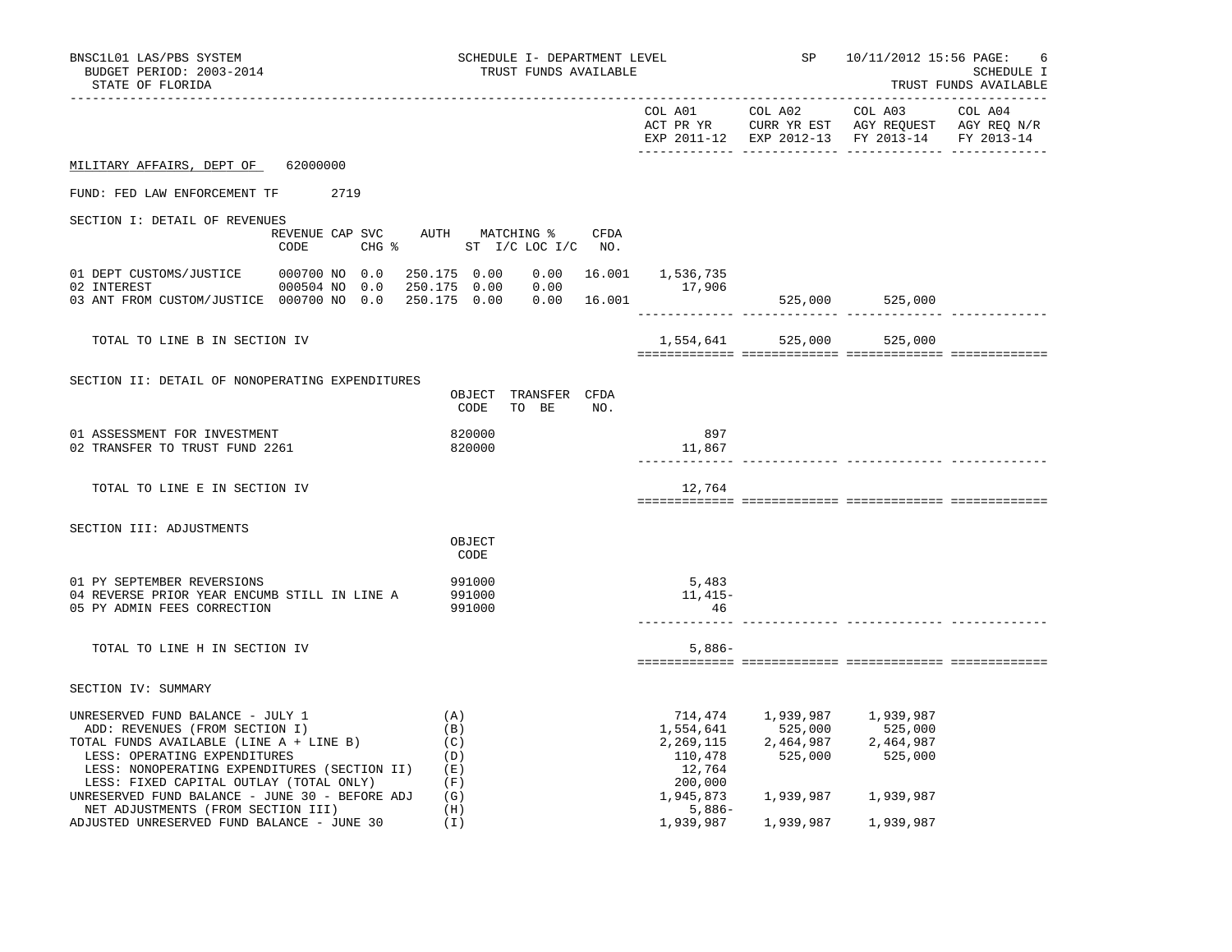BNSC1L01 LAS/PBS SYSTEM — SCHEDULE I- DEPARTMENT LEVEL — TRUST FUNDS AVAILABLE — SP 10/11/2012 15:56

BUDGET PERIOD: 2003-2014

STATE OF FLORIDA

SCHEDULE I — TRUST FUNDS AVAILABLE

MILITARY AFFAIRS, DEPT OF 62000000

FUND: FED LAW ENFORCEMENT TF 2719

## SECTION I: DETAIL OF REVENUES

| | REVENUE CODE | CAP | SVC CHG % | AUTH ST | MATCHING % I/C | LOC I/C | CFDA NO. | COL A01 ACT PR YR EXP 2011-12 | COL A02 CURR YR EST EXP 2012-13 | COL A03 AGY REQUEST FY 2013-14 | COL A04 AGY REQ N/R FY 2013-14 |
|---|---|---|---|---|---|---|---|---|---|---|---|
| 01 DEPT CUSTOMS/JUSTICE | 000700 | NO | 0.0 | 250.175 | 0.00 | 0.00 | 16.001 | 1,536,735 | | | |
| 02 INTEREST | 000504 | NO | 0.0 | 250.175 | 0.00 | 0.00 | | 17,906 | | | |
| 03 ANT FROM CUSTOM/JUSTICE | 000700 | NO | 0.0 | 250.175 | 0.00 | 0.00 | 16.001 | | 525,000 | 525,000 | |
| TOTAL TO LINE B IN SECTION IV | | | | | | | | 1,554,641 | 525,000 | 525,000 | |

## SECTION II: DETAIL OF NONOPERATING EXPENDITURES

| | OBJECT CODE | TRANSFER TO BE | CFDA NO. | COL A01 | COL A02 | COL A03 | COL A04 |
|---|---|---|---|---|---|---|---|
| 01 ASSESSMENT FOR INVESTMENT | 820000 | | | 897 | | | |
| 02 TRANSFER TO TRUST FUND 2261 | 820000 | | | 11,867 | | | |
| TOTAL TO LINE E IN SECTION IV | | | | 12,764 | | | |

## SECTION III: ADJUSTMENTS

| | OBJECT CODE | COL A01 | COL A02 | COL A03 | COL A04 |
|---|---|---|---|---|---|
| 01 PY SEPTEMBER REVERSIONS | 991000 | 5,483 | | | |
| 04 REVERSE PRIOR YEAR ENCUMB STILL IN LINE A | 991000 | 11,415- | | | |
| 05 PY ADMIN FEES CORRECTION | 991000 | 46 | | | |
| TOTAL TO LINE H IN SECTION IV | | 5,886- | | | |

## SECTION IV: SUMMARY

| | | COL A01 | COL A02 | COL A03 | COL A04 |
|---|---|---|---|---|---|
| UNRESERVED FUND BALANCE - JULY 1 | (A) | 714,474 | 1,939,987 | 1,939,987 | |
| ADD: REVENUES (FROM SECTION I) | (B) | 1,554,641 | 525,000 | 525,000 | |
| TOTAL FUNDS AVAILABLE (LINE A + LINE B) | (C) | 2,269,115 | 2,464,987 | 2,464,987 | |
| LESS: OPERATING EXPENDITURES | (D) | 110,478 | 525,000 | 525,000 | |
| LESS: NONOPERATING EXPENDITURES (SECTION II) | (E) | 12,764 | | | |
| LESS: FIXED CAPITAL OUTLAY (TOTAL ONLY) | (F) | 200,000 | | | |
| UNRESERVED FUND BALANCE - JUNE 30 - BEFORE ADJ | (G) | 1,945,873 | 1,939,987 | 1,939,987 | |
| NET ADJUSTMENTS (FROM SECTION III) | (H) | 5,886- | | | |
| ADJUSTED UNRESERVED FUND BALANCE - JUNE 30 | (I) | 1,939,987 | 1,939,987 | 1,939,987 | |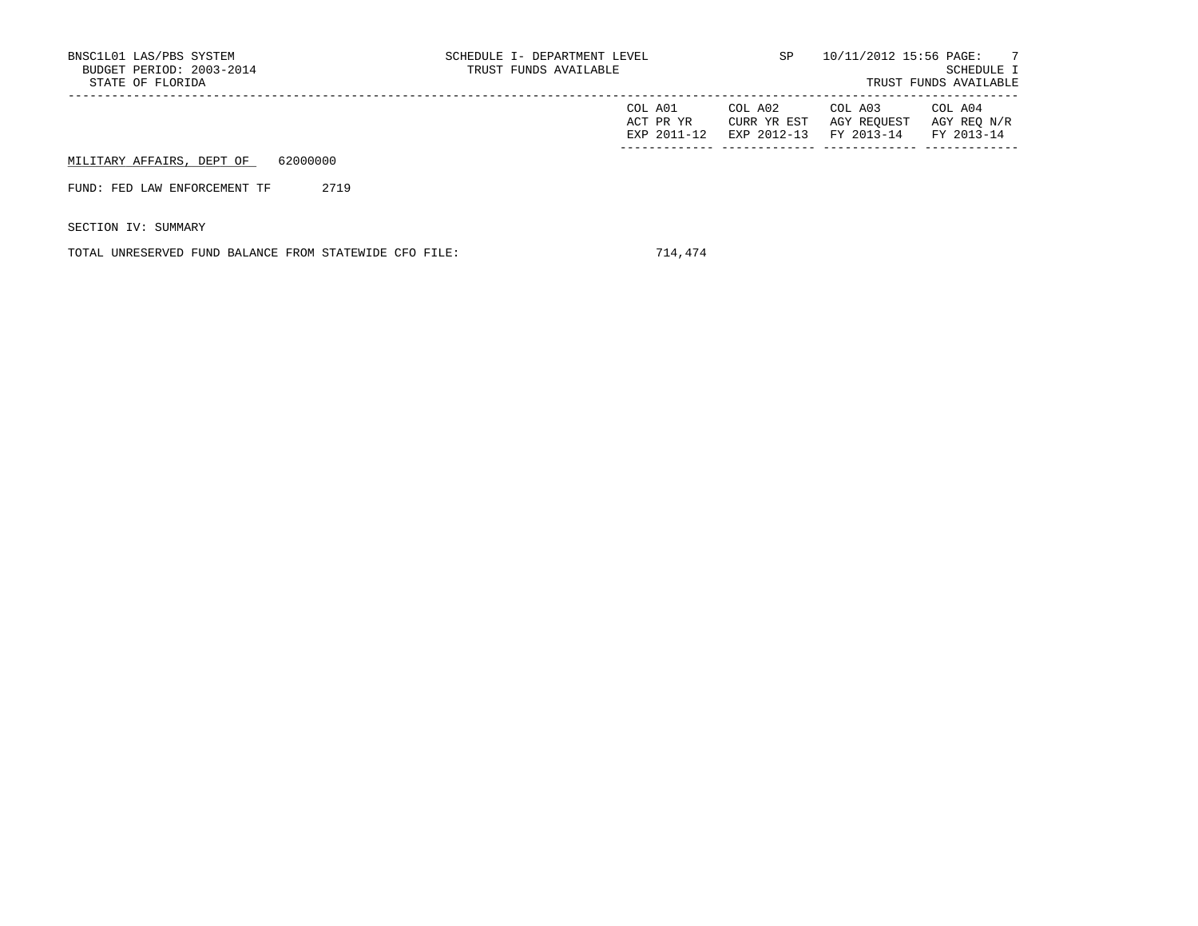BNSC1L01 LAS/PBS SYSTEM
BUDGET PERIOD: 2003-2014
STATE OF FLORIDA

SCHEDULE I- DEPARTMENT LEVEL
TRUST FUNDS AVAILABLE

SP 10/11/2012 15:56

SCHEDULE I
TRUST FUNDS AVAILABLE

| | COL A01 ACT PR YR EXP 2011-12 | COL A02 CURR YR EST EXP 2012-13 | COL A03 AGY REQUEST FY 2013-14 | COL A04 AGY REQ N/R FY 2013-14 |
|---|---|---|---|---|
| MILITARY AFFAIRS, DEPT OF 62000000 | | | | |
| FUND: FED LAW ENFORCEMENT TF 2719 | | | | |
| SECTION IV: SUMMARY | | | | |
| TOTAL UNRESERVED FUND BALANCE FROM STATEWIDE CFO FILE: | 714,474 | | | |